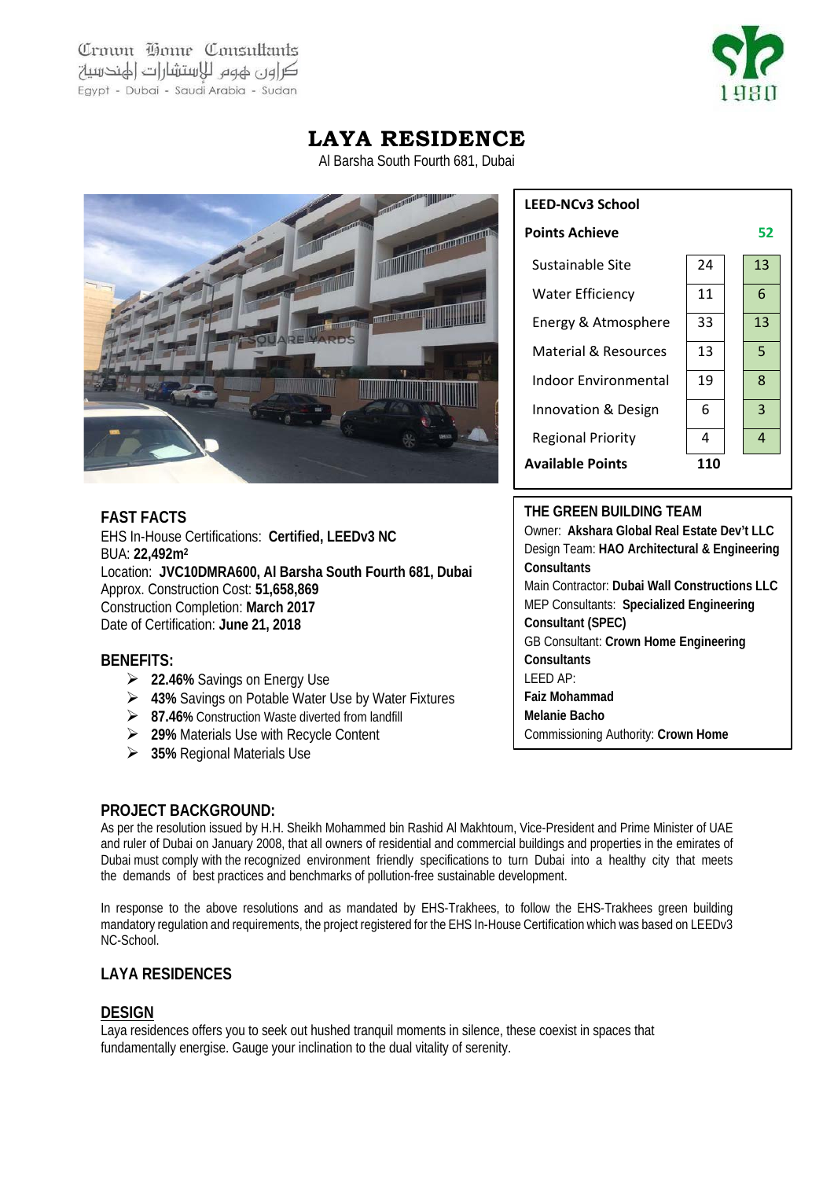Crown Home Consultants
كراون هوم للإستشارات الهندسية
Egypt - Dubai - Saudi Arabia - Sudan

1980

# LAYA RESIDENCE

Al Barsha South Fourth 681, Dubai

| LEED-NCv3 School | | |
|---|---|---|
| **Points Achieve** | | **52** |
| Sustainable Site | 24 | 13 |
| Water Efficiency | 11 | 6 |
| Energy & Atmosphere | 33 | 13 |
| Material & Resources | 13 | 5 |
| Indoor Environmental | 19 | 8 |
| Innovation & Design | 6 | 3 |
| Regional Priority | 4 | 4 |
| **Available Points** | **110** | |

## FAST FACTS

EHS In-House Certifications: **Certified, LEEDv3 NC**
BUA: **22,492m²**
Location: **JVC10DMRA600, Al Barsha South Fourth 681, Dubai**
Approx. Construction Cost: **51,658,869**
Construction Completion: **March 2017**
Date of Certification: **June 21, 2018**

## BENEFITS:

- **22.46%** Savings on Energy Use
- **43%** Savings on Potable Water Use by Water Fixtures
- **87.46%** Construction Waste diverted from landfill
- **29%** Materials Use with Recycle Content
- **35%** Regional Materials Use

## THE GREEN BUILDING TEAM

Owner: **Akshara Global Real Estate Dev't LLC**
Design Team: **HAO Architectural & Engineering Consultants**
Main Contractor: **Dubai Wall Constructions LLC**
MEP Consultants: **Specialized Engineering Consultant (SPEC)**
GB Consultant: **Crown Home Engineering Consultants**
LEED AP:
**Faiz Mohammad**
**Melanie Bacho**
Commissioning Authority: **Crown Home**

## PROJECT BACKGROUND:

As per the resolution issued by H.H. Sheikh Mohammed bin Rashid Al Makhtoum, Vice-President and Prime Minister of UAE and ruler of Dubai on January 2008, that all owners of residential and commercial buildings and properties in the emirates of Dubai must comply with the recognized environment friendly specifications to turn Dubai into a healthy city that meets the demands of best practices and benchmarks of pollution-free sustainable development.

In response to the above resolutions and as mandated by EHS-Trakhees, to follow the EHS-Trakhees green building mandatory regulation and requirements, the project registered for the EHS In-House Certification which was based on LEEDv3 NC-School.

## LAYA RESIDENCES

### DESIGN

Laya residences offers you to seek out hushed tranquil moments in silence, these coexist in spaces that fundamentally energise. Gauge your inclination to the dual vitality of serenity.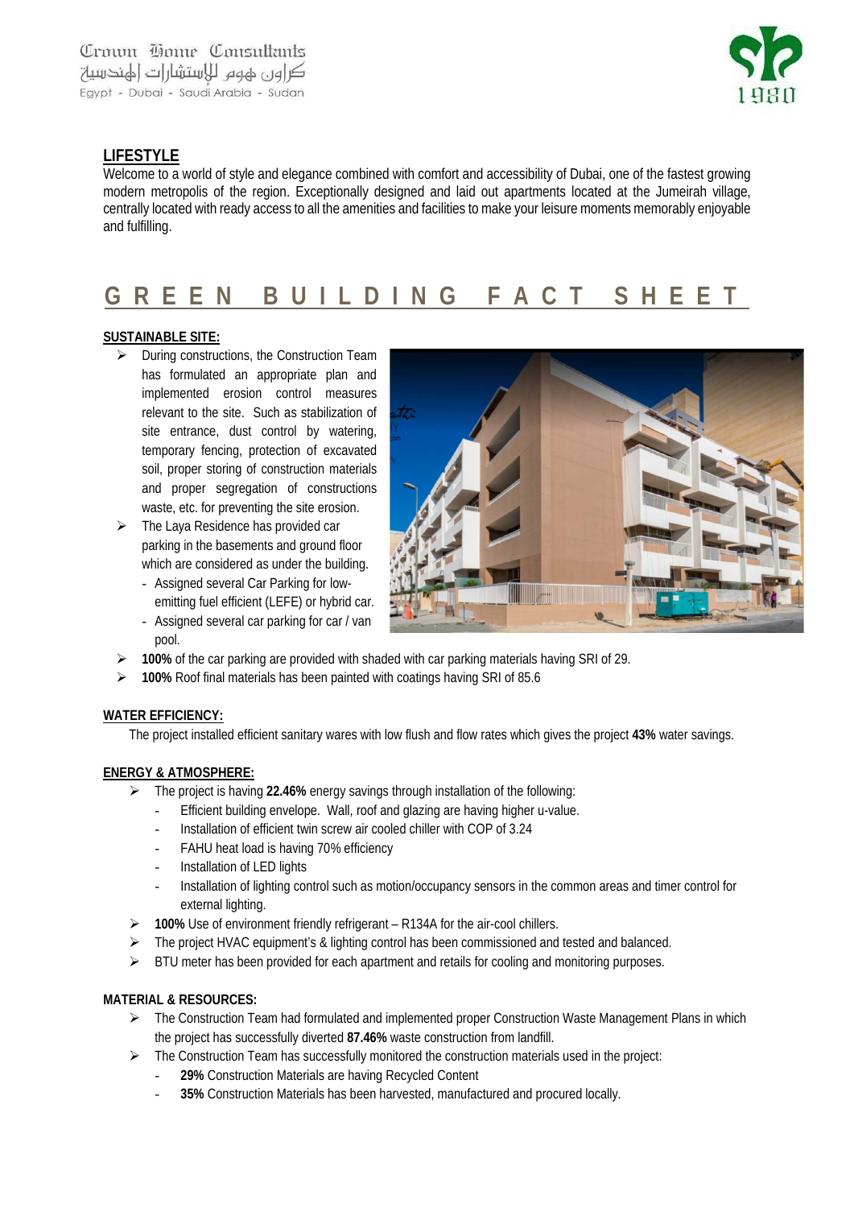## LIFESTYLE

Welcome to a world of style and elegance combined with comfort and accessibility of Dubai, one of the fastest growing modern metropolis of the region. Exceptionally designed and laid out apartments located at the Jumeirah village, centrally located with ready access to all the amenities and facilities to make your leisure moments memorably enjoyable and fulfilling.

# GREEN BUILDING FACT SHEET

### SUSTAINABLE SITE:

- During constructions, the Construction Team has formulated an appropriate plan and implemented erosion control measures relevant to the site. Such as stabilization of site entrance, dust control by watering, temporary fencing, protection of excavated soil, proper storing of construction materials and proper segregation of constructions waste, etc. for preventing the site erosion.
- The Laya Residence has provided car parking in the basements and ground floor which are considered as under the building.
  - Assigned several Car Parking for low-emitting fuel efficient (LEFE) or hybrid car.
  - Assigned several car parking for car / van pool.
- **100%** of the car parking are provided with shaded with car parking materials having SRI of 29.
- **100%** Roof final materials has been painted with coatings having SRI of 85.6

### WATER EFFICIENCY:

The project installed efficient sanitary wares with low flush and flow rates which gives the project **43%** water savings.

### ENERGY & ATMOSPHERE:

- The project is having **22.46%** energy savings through installation of the following:
  - Efficient building envelope. Wall, roof and glazing are having higher u-value.
  - Installation of efficient twin screw air cooled chiller with COP of 3.24
  - FAHU heat load is having 70% efficiency
  - Installation of LED lights
  - Installation of lighting control such as motion/occupancy sensors in the common areas and timer control for external lighting.
- **100%** Use of environment friendly refrigerant – R134A for the air-cool chillers.
- The project HVAC equipment's & lighting control has been commissioned and tested and balanced.
- BTU meter has been provided for each apartment and retails for cooling and monitoring purposes.

### MATERIAL & RESOURCES:

- The Construction Team had formulated and implemented proper Construction Waste Management Plans in which the project has successfully diverted **87.46%** waste construction from landfill.
- The Construction Team has successfully monitored the construction materials used in the project:
  - **29%** Construction Materials are having Recycled Content
  - **35%** Construction Materials has been harvested, manufactured and procured locally.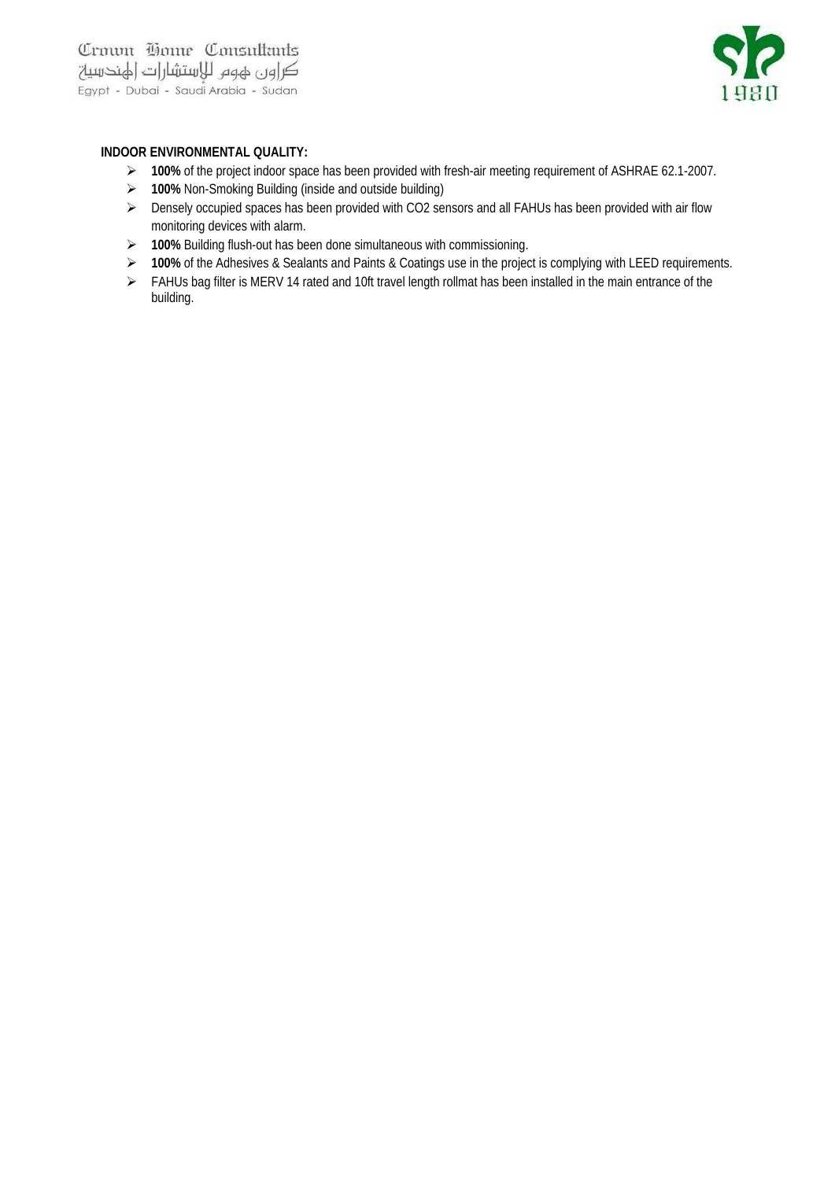**INDOOR ENVIRONMENTAL QUALITY:**

- **100%** of the project indoor space has been provided with fresh-air meeting requirement of ASHRAE 62.1-2007.
- **100%** Non-Smoking Building (inside and outside building)
- Densely occupied spaces has been provided with $CO_2$ sensors and all FAHUs has been provided with air flow monitoring devices with alarm.
- **100%** Building flush-out has been done simultaneous with commissioning.
- **100%** of the Adhesives & Sealants and Paints & Coatings use in the project is complying with LEED requirements.
- FAHUs bag filter is MERV 14 rated and 10ft travel length rollmat has been installed in the main entrance of the building.